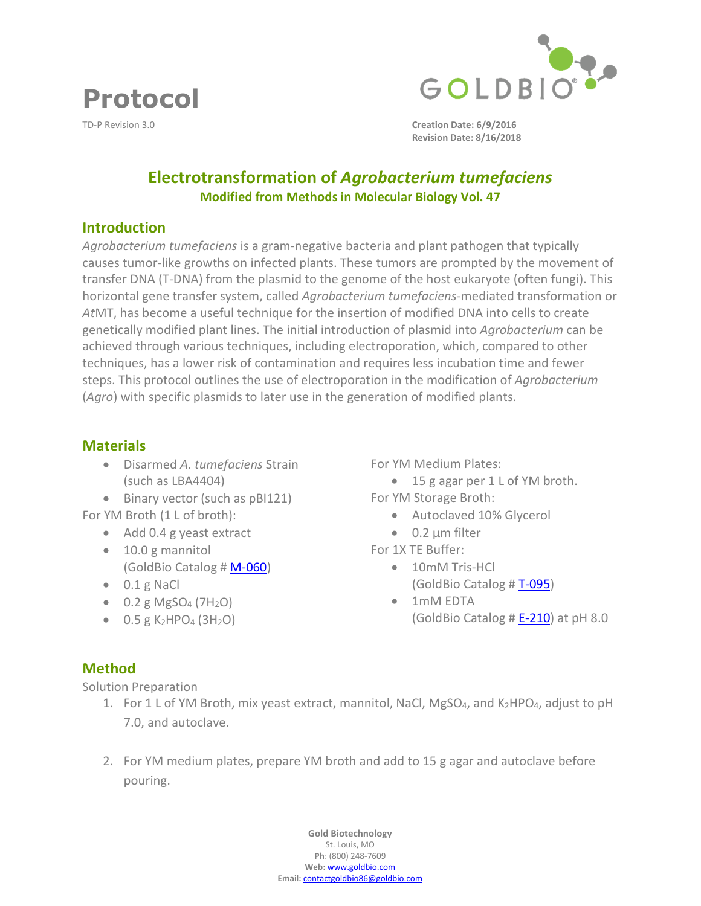# Protocol

TD-P Revision 3.0

**Creation Date: 6/9/2016**
**Revision Date: 8/16/2018**

## Electrotransformation of *Agrobacterium tumefaciens*

### Modified from Methods in Molecular Biology Vol. 47

## Introduction

*Agrobacterium tumefaciens* is a gram-negative bacteria and plant pathogen that typically causes tumor-like growths on infected plants. These tumors are prompted by the movement of transfer DNA (T-DNA) from the plasmid to the genome of the host eukaryote (often fungi). This horizontal gene transfer system, called *Agrobacterium tumefaciens*-mediated transformation or *At*MT, has become a useful technique for the insertion of modified DNA into cells to create genetically modified plant lines. The initial introduction of plasmid into *Agrobacterium* can be achieved through various techniques, including electroporation, which, compared to other techniques, has a lower risk of contamination and requires less incubation time and fewer steps. This protocol outlines the use of electroporation in the modification of *Agrobacterium* (*Agro*) with specific plasmids to later use in the generation of modified plants.

## Materials

- Disarmed *A. tumefaciens* Strain (such as LBA4404)
- Binary vector (such as pBI121)

For YM Broth (1 L of broth):

- Add 0.4 g yeast extract
- 10.0 g mannitol (GoldBio Catalog # M-060)
- 0.1 g NaCl
- 0.2 g $MgSO_4$ ($7H_2O$)
- 0.5 g $K_2HPO_4$ ($3H_2O$)

For YM Medium Plates:

- 15 g agar per 1 L of YM broth.

For YM Storage Broth:

- Autoclaved 10% Glycerol
- 0.2 µm filter

For 1X TE Buffer:

- 10mM Tris-HCl (GoldBio Catalog # T-095)
- 1mM EDTA (GoldBio Catalog # E-210) at pH 8.0

## Method

Solution Preparation

1. For 1 L of YM Broth, mix yeast extract, mannitol, NaCl, $MgSO_4$, and $K_2HPO_4$, adjust to pH 7.0, and autoclave.

2. For YM medium plates, prepare YM broth and add to 15 g agar and autoclave before pouring.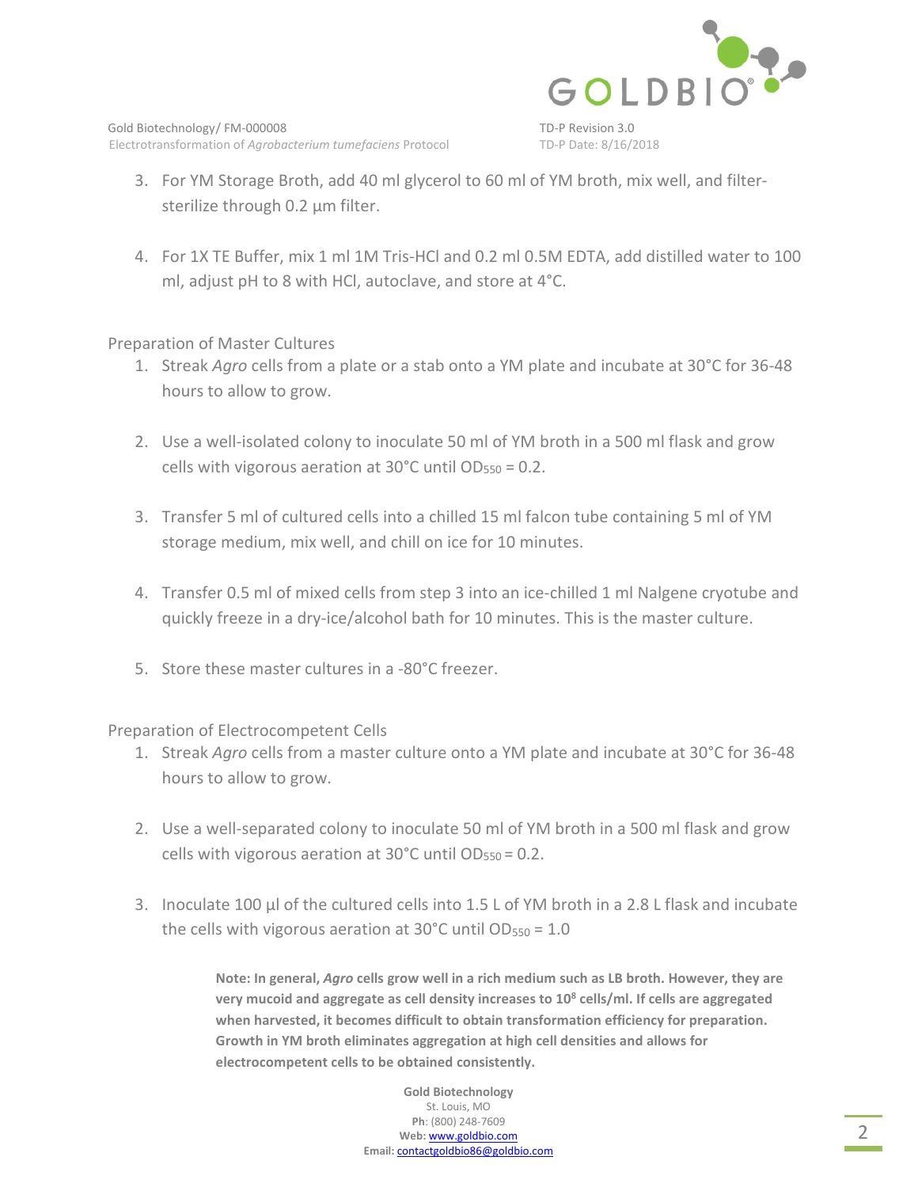3. For YM Storage Broth, add 40 ml glycerol to 60 ml of YM broth, mix well, and filter-sterilize through 0.2 µm filter.

4. For 1X TE Buffer, mix 1 ml 1M Tris-HCl and 0.2 ml 0.5M EDTA, add distilled water to 100 ml, adjust pH to 8 with HCl, autoclave, and store at 4°C.

## Preparation of Master Cultures

1. Streak *Agro* cells from a plate or a stab onto a YM plate and incubate at 30°C for 36-48 hours to allow to grow.

2. Use a well-isolated colony to inoculate 50 ml of YM broth in a 500 ml flask and grow cells with vigorous aeration at 30°C until $OD_{550}$ = 0.2.

3. Transfer 5 ml of cultured cells into a chilled 15 ml falcon tube containing 5 ml of YM storage medium, mix well, and chill on ice for 10 minutes.

4. Transfer 0.5 ml of mixed cells from step 3 into an ice-chilled 1 ml Nalgene cryotube and quickly freeze in a dry-ice/alcohol bath for 10 minutes. This is the master culture.

5. Store these master cultures in a -80°C freezer.

## Preparation of Electrocompetent Cells

1. Streak *Agro* cells from a master culture onto a YM plate and incubate at 30°C for 36-48 hours to allow to grow.

2. Use a well-separated colony to inoculate 50 ml of YM broth in a 500 ml flask and grow cells with vigorous aeration at 30°C until $OD_{550}$ = 0.2.

3. Inoculate 100 µl of the cultured cells into 1.5 L of YM broth in a 2.8 L flask and incubate the cells with vigorous aeration at 30°C until $OD_{550}$ = 1.0

   **Note: In general, *Agro* cells grow well in a rich medium such as LB broth. However, they are very mucoid and aggregate as cell density increases to $10^8$ cells/ml. If cells are aggregated when harvested, it becomes difficult to obtain transformation efficiency for preparation. Growth in YM broth eliminates aggregation at high cell densities and allows for electrocompetent cells to be obtained consistently.**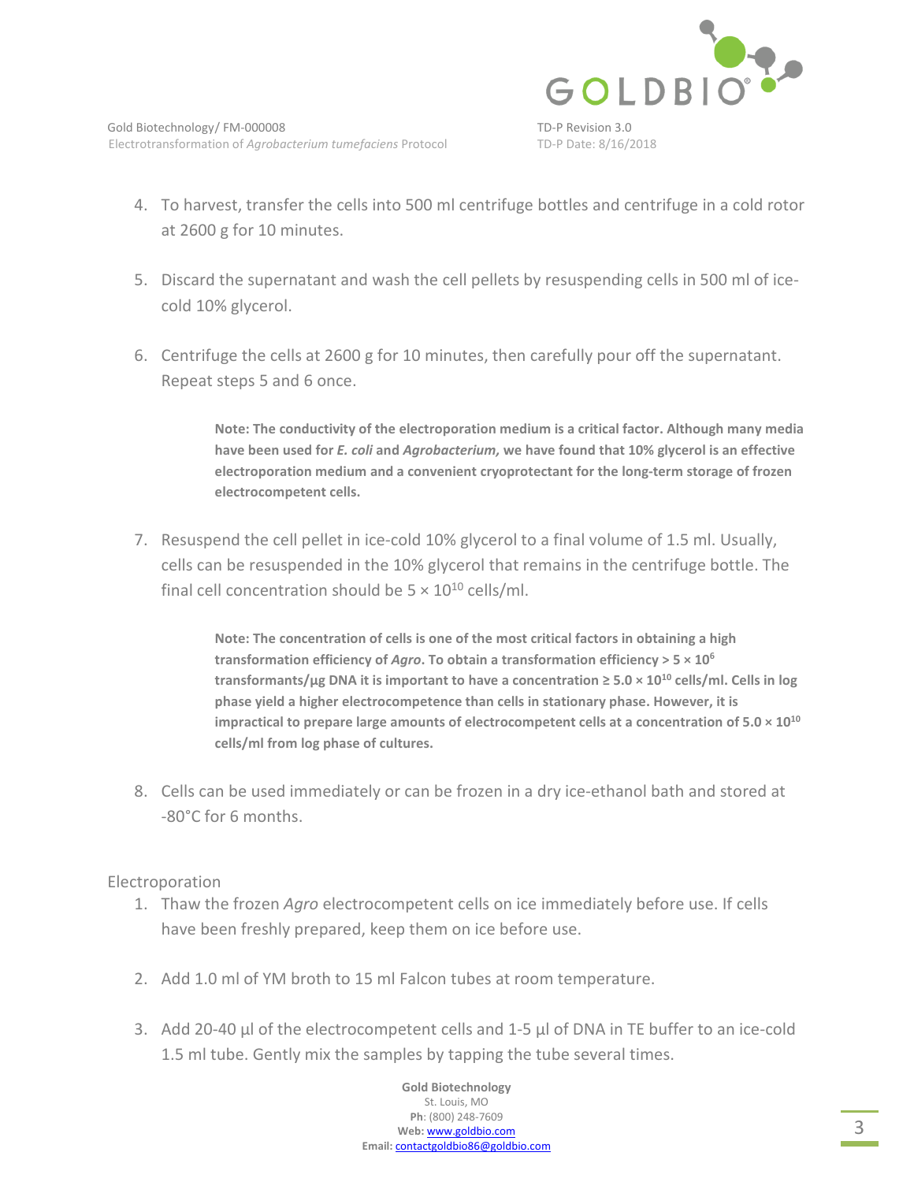4. To harvest, transfer the cells into 500 ml centrifuge bottles and centrifuge in a cold rotor at 2600 g for 10 minutes.

5. Discard the supernatant and wash the cell pellets by resuspending cells in 500 ml of ice-cold 10% glycerol.

6. Centrifuge the cells at 2600 g for 10 minutes, then carefully pour off the supernatant. Repeat steps 5 and 6 once.

   **Note: The conductivity of the electroporation medium is a critical factor. Although many media have been used for *E. coli* and *Agrobacterium,* we have found that 10% glycerol is an effective electroporation medium and a convenient cryoprotectant for the long-term storage of frozen electrocompetent cells.**

7. Resuspend the cell pellet in ice-cold 10% glycerol to a final volume of 1.5 ml. Usually, cells can be resuspended in the 10% glycerol that remains in the centrifuge bottle. The final cell concentration should be $5 \times 10^{10}$ cells/ml.

   **Note: The concentration of cells is one of the most critical factors in obtaining a high transformation efficiency of *Agro*. To obtain a transformation efficiency > $5 \times 10^{6}$ transformants/µg DNA it is important to have a concentration ≥ $5.0 \times 10^{10}$ cells/ml. Cells in log phase yield a higher electrocompetence than cells in stationary phase. However, it is impractical to prepare large amounts of electrocompetent cells at a concentration of $5.0 \times 10^{10}$ cells/ml from log phase of cultures.**

8. Cells can be used immediately or can be frozen in a dry ice-ethanol bath and stored at -80°C for 6 months.

Electroporation

1. Thaw the frozen *Agro* electrocompetent cells on ice immediately before use. If cells have been freshly prepared, keep them on ice before use.

2. Add 1.0 ml of YM broth to 15 ml Falcon tubes at room temperature.

3. Add 20-40 µl of the electrocompetent cells and 1-5 µl of DNA in TE buffer to an ice-cold 1.5 ml tube. Gently mix the samples by tapping the tube several times.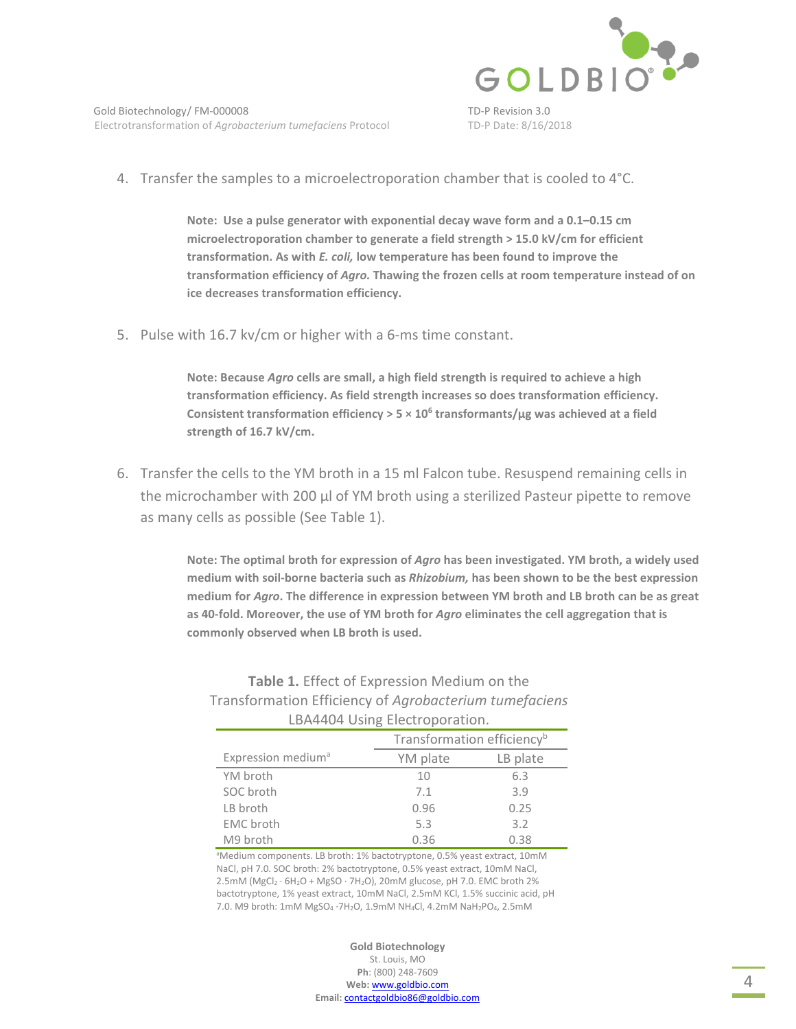4. Transfer the samples to a microelectroporation chamber that is cooled to 4°C.

   **Note: Use a pulse generator with exponential decay wave form and a 0.1–0.15 cm microelectroporation chamber to generate a field strength > 15.0 kV/cm for efficient transformation. As with *E. coli,* low temperature has been found to improve the transformation efficiency of *Agro.* Thawing the frozen cells at room temperature instead of on ice decreases transformation efficiency.**

5. Pulse with 16.7 kv/cm or higher with a 6-ms time constant.

   **Note: Because *Agro* cells are small, a high field strength is required to achieve a high transformation efficiency. As field strength increases so does transformation efficiency. Consistent transformation efficiency > 5 × $10^6$ transformants/µg was achieved at a field strength of 16.7 kV/cm.**

6. Transfer the cells to the YM broth in a 15 ml Falcon tube. Resuspend remaining cells in the microchamber with 200 µl of YM broth using a sterilized Pasteur pipette to remove as many cells as possible (See Table 1).

   **Note: The optimal broth for expression of *Agro* has been investigated. YM broth, a widely used medium with soil-borne bacteria such as *Rhizobium,* has been shown to be the best expression medium for *Agro*. The difference in expression between YM broth and LB broth can be as great as 40-fold. Moreover, the use of YM broth for *Agro* eliminates the cell aggregation that is commonly observed when LB broth is used.**

**Table 1.** Effect of Expression Medium on the Transformation Efficiency of *Agrobacterium tumefaciens* LBA4404 Using Electroporation.

| | Transformation efficiency[b] | |
|---|---|---|
| Expression medium[a] | YM plate | LB plate |
| YM broth | 10 | 6.3 |
| SOC broth | 7.1 | 3.9 |
| LB broth | 0.96 | 0.25 |
| EMC broth | 5.3 | 3.2 |
| M9 broth | 0.36 | 0.38 |

[a]Medium components. LB broth: 1% bactotryptone, 0.5% yeast extract, 10mM NaCl, pH 7.0. SOC broth: 2% bactotryptone, 0.5% yeast extract, 10mM NaCl, 2.5mM ($MgCl_2 \cdot 6H_2O$ + $MgSO \cdot 7H_2O$), 20mM glucose, pH 7.0. EMC broth 2% bactotryptone, 1% yeast extract, 10mM NaCl, 2.5mM KCl, 1.5% succinic acid, pH 7.0. M9 broth: 1mM $MgSO_4 \cdot 7H_2O$, 1.9mM $NH_4Cl$, 4.2mM $NaH_2PO_4$, 2.5mM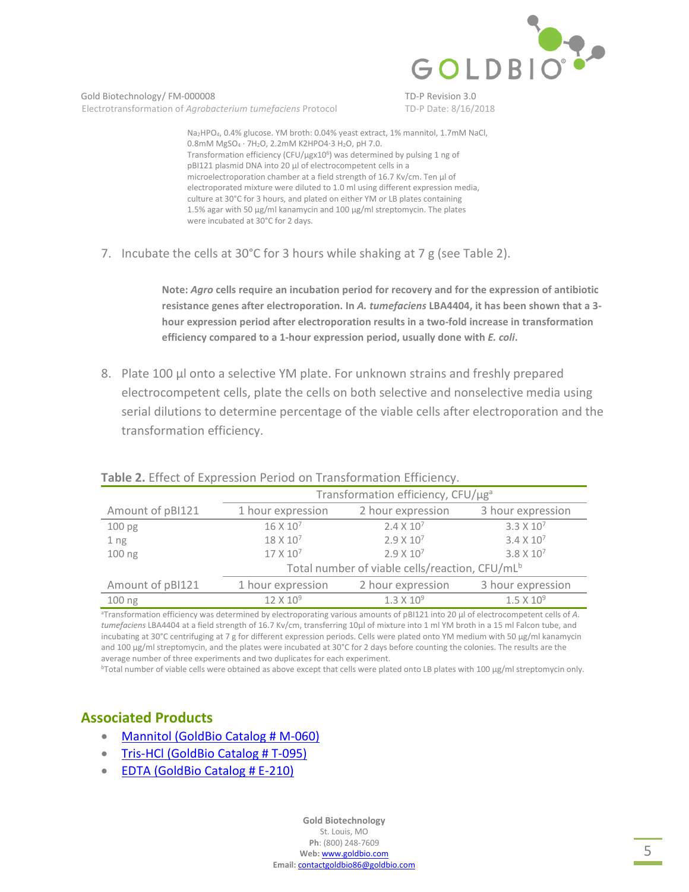$Na_2HPO_4$, 0.4% glucose. YM broth: 0.04% yeast extract, 1% mannitol, 1.7mM NaCl, 0.8mM $MgSO_4 \cdot 7H_2O$, 2.2mM $K_2HPO_4 \cdot 3H_2O$, pH 7.0.
Transformation efficiency (CFU/μgx$10^6$) was determined by pulsing 1 ng of pBI121 plasmid DNA into 20 μl of electrocompetent cells in a microelectroporation chamber at a field strength of 16.7 Kv/cm. Ten μl of electroporated mixture were diluted to 1.0 ml using different expression media, culture at 30°C for 3 hours, and plated on either YM or LB plates containing 1.5% agar with 50 μg/ml kanamycin and 100 μg/ml streptomycin. The plates were incubated at 30°C for 2 days.

7. Incubate the cells at 30°C for 3 hours while shaking at 7 g (see Table 2).

   **Note: *Agro* cells require an incubation period for recovery and for the expression of antibiotic resistance genes after electroporation. In *A. tumefaciens* LBA4404, it has been shown that a 3-hour expression period after electroporation results in a two-fold increase in transformation efficiency compared to a 1-hour expression period, usually done with *E. coli*.**

8. Plate 100 μl onto a selective YM plate. For unknown strains and freshly prepared electrocompetent cells, plate the cells on both selective and nonselective media using serial dilutions to determine percentage of the viable cells after electroporation and the transformation efficiency.

**Table 2.** Effect of Expression Period on Transformation Efficiency.

| | Transformation efficiency, CFU/μg[a] | | |
|---|---|---|---|
| Amount of pBI121 | 1 hour expression | 2 hour expression | 3 hour expression |
| 100 pg | 16 X $10^7$ | 2.4 X $10^7$ | 3.3 X $10^7$ |
| 1 ng | 18 X $10^7$ | 2.9 X $10^7$ | 3.4 X $10^7$ |
| 100 ng | 17 X $10^7$ | 2.9 X $10^7$ | 3.8 X $10^7$ |
| | Total number of viable cells/reaction, CFU/mL[b] | | |
| Amount of pBI121 | 1 hour expression | 2 hour expression | 3 hour expression |
| 100 ng | 12 X $10^9$ | 1.3 X $10^9$ | 1.5 X $10^9$ |

[a]Transformation efficiency was determined by electroporating various amounts of pBI121 into 20 μl of electrocompetent cells of *A. tumefaciens* LBA4404 at a field strength of 16.7 Kv/cm, transferring 10μl of mixture into 1 ml YM broth in a 15 ml Falcon tube, and incubating at 30°C centrifuging at 7 g for different expression periods. Cells were plated onto YM medium with 50 μg/ml kanamycin and 100 μg/ml streptomycin, and the plates were incubated at 30°C for 2 days before counting the colonies. The results are the average number of three experiments and two duplicates for each experiment.

[b]Total number of viable cells were obtained as above except that cells were plated onto LB plates with 100 μg/ml streptomycin only.

## Associated Products

- Mannitol (GoldBio Catalog # M-060)
- Tris-HCl (GoldBio Catalog # T-095)
- EDTA (GoldBio Catalog # E-210)

**Gold Biotechnology**
St. Louis, MO
**Ph**: (800) 248-7609
**Web:** www.goldbio.com
**Email:** contactgoldbio86@goldbio.com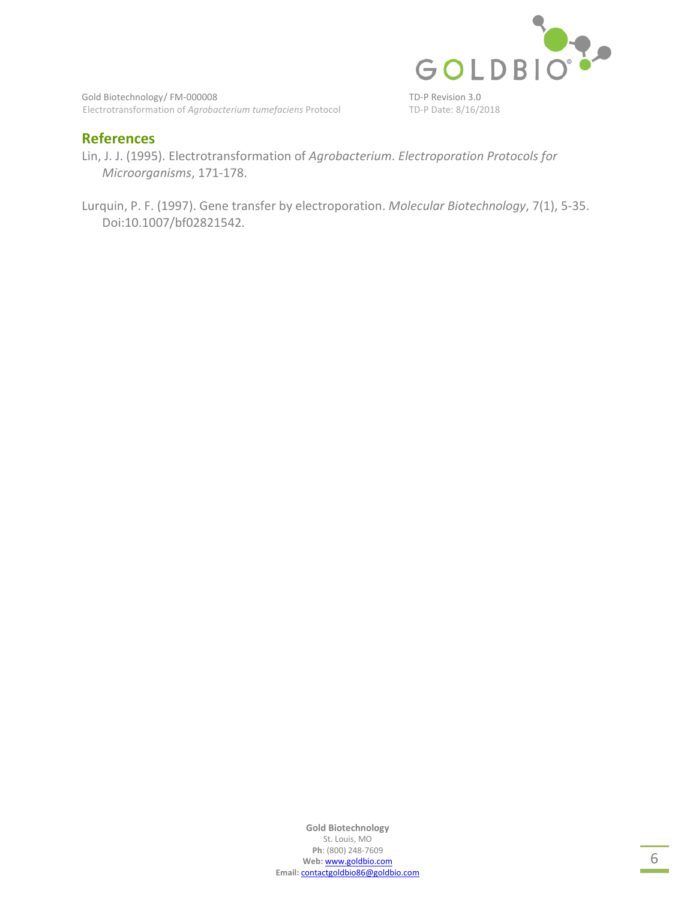## References

Lin, J. J. (1995). Electrotransformation of *Agrobacterium*. *Electroporation Protocols for Microorganisms*, 171-178.

Lurquin, P. F. (1997). Gene transfer by electroporation. *Molecular Biotechnology*, 7(1), 5-35. Doi:10.1007/bf02821542.